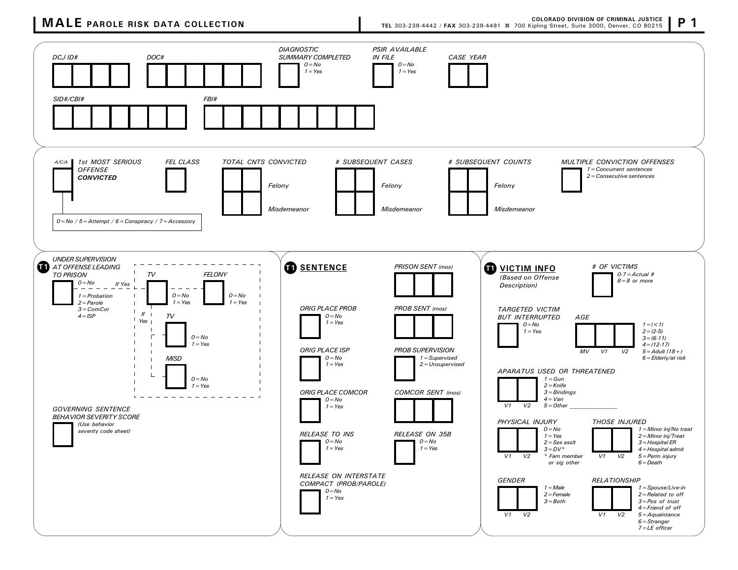# MALE PAROLE RISK DATA COLLECTION

**COLORADO DIVISION OF CRIMINAL JUSTICE**
**TEL** 303-239-4442 / **FAX** 303-239-4491 ⌘ 700 Kipling Street, Suite 3000, Denver, CO 80215

**P 1**

*DCJ ID#* [ ][ ][ ][ ]

*DOC#* [ ][ ][ ][ ][ ][ ]

*DIAGNOSTIC SUMMARY COMPLETED* [ ]
*0 = No*
*1 = Yes*

*PSIR AVAILABLE IN FILE* [ ]
*0 = No*
*1 = Yes*

*CASE YEAR* [ ][ ]

*SID#/CBI#* [ ][ ][ ][ ][ ][ ][ ]

*FBI#* [ ][ ][ ][ ][ ][ ][ ][ ][ ]

---

*A/C/A* [ ] *1st MOST SERIOUS OFFENSE* ***CONVICTED***

*0 = No / 5 = Attempt / 6 = Conspiracy / 7 = Accessory*

*FEL CLASS* [ ]

*TOTAL CNTS CONVICTED*
- [ ][ ] *Felony*
- [ ][ ] *Misdemeanor*

*# SUBSEQUENT CASES*
- [ ][ ] *Felony*
- [ ][ ] *Misdemeanor*

*# SUBSEQUENT COUNTS*
- [ ][ ] *Felony*
- [ ][ ] *Misdemeanor*

*MULTIPLE CONVICTION OFFENSES* [ ]
*1 = Concurrent sentences*
*2 = Consecutive sentences*

---

**T1** *UNDER SUPERVISION AT OFFENSE LEADING TO PRISON* [ ]
*0 = No*
*1 = Probation*
*2 = Parole*
*3 = ComCor*
*4 = ISP*

*If Yes:*

*TV* [ ]
*0 = No*
*1 = Yes*

*FELONY* [ ]
*0 = No*
*1 = Yes*

*If Yes:*

*TV* [ ]
*0 = No*
*1 = Yes*

*MISD* [ ]
*0 = No*
*1 = Yes*

*GOVERNING SENTENCE BEHAVIOR SEVERITY SCORE* [ ]
*(Use behavior severity code sheet)*

---

**T1** **SENTENCE**

*PRISON SENT (mos)* [ ][ ][ ]

*ORIG PLACE PROB* [ ]
*0 = No*
*1 = Yes*

*PROB SENT (mos)* [ ][ ][ ]

*ORIG PLACE ISP* [ ]
*0 = No*
*1 = Yes*

*PROB SUPERVISION* [ ]
*1 = Supervised*
*2 = Unsupervised*

*ORIG PLACE COMCOR* [ ]
*0 = No*
*1 = Yes*

*COMCOR SENT (mos)* [ ][ ][ ]

*RELEASE TO INS* [ ]
*0 = No*
*1 = Yes*

*RELEASE ON 35B* [ ]
*0 = No*
*1 = Yes*

*RELEASE ON INTERSTATE COMPACT (PROB/PAROLE)* [ ]
*0 = No*
*1 = Yes*

---

**T1** **VICTIM INFO**
*(Based on Offense Description)*

*# OF VICTIMS* [ ]
*0-7 = Actual #*
*8 = 8 or more*

*TARGETED VICTIM BUT INTERRUPTED* [ ]
*0 = No*
*1 = Yes*

*AGE* [ ][ ][ ] (*MV V1 V2*)
*1 = (< 1)*
*2 = (2-5)*
*3 = (6-11)*
*4 = (12-17)*
*5 = Adult (18 +)*
*6 = Elderly/at risk*

*APARATUS USED OR THREATENED* [ ][ ] (*V1 V2*)
*1 = Gun*
*2 = Knife*
*3 = Bindings*
*4 = Van*
*5 = Other \_\_\_\_\_\_\_\_\_\_\_\_\_\_*

*PHYSICAL INJURY* [ ][ ] (*V1 V2*)
*0 = No*
*1 = Yes*
*2 = Sex asslt*
*3 = DV\**
*\* Fam member or sig other*

*THOSE INJURED* [ ][ ] (*V1 V2*)
*1 = Minor inj/No treat*
*2 = Minor inj/Treat*
*3 = Hospital ER*
*4 = Hospital admit*
*5 = Perm injury*
*6 = Death*

*GENDER* [ ][ ] (*V1 V2*)
*1 = Male*
*2 = Female*
*3 = Both*

*RELATIONSHIP* [ ][ ] (*V1 V2*)
*1 = Spouse/Live-in*
*2 = Related to off*
*3 = Pos of trust*
*4 = Friend of off*
*5 = Aquaintance*
*6 = Stranger*
*7 = LE officer*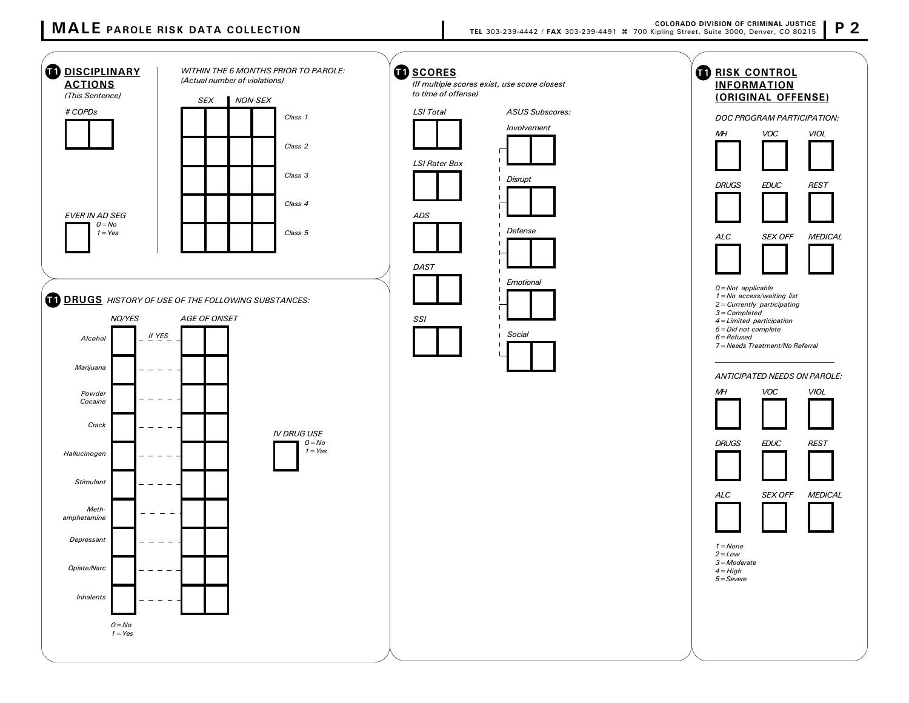# MALE PAROLE RISK DATA COLLECTION

**COLORADO DIVISION OF CRIMINAL JUSTICE**
**TEL** 303-239-4442 / **FAX** 303-239-4491 ⌘ 700 Kipling Street, Suite 3000, Denver, CO 80215

## T1 DISCIPLINARY ACTIONS

*(This Sentence)*

*# COPDs*

| | |
|---|---|
| | |

*EVER IN AD SEG*
*0 = No*
*1 = Yes*

| |
|---|
| |

*WITHIN THE 6 MONTHS PRIOR TO PAROLE:*
*(Actual number of violations)*

| | SEX | | NON-SEX | |
|---|---|---|---|---|
| *Class 1* | | | | |
| *Class 2* | | | | |
| *Class 3* | | | | |
| *Class 4* | | | | |
| *Class 5* | | | | |

## T1 DRUGS

*HISTORY OF USE OF THE FOLLOWING SUBSTANCES:*

| | NO/YES | If YES → AGE OF ONSET | |
|---|---|---|---|
| *Alcohol* | | | |
| *Marijuana* | | | |
| *Powder Cocaine* | | | |
| *Crack* | | | |
| *Hallucinogen* | | | |
| *Stimulant* | | | |
| *Meth-amphetamine* | | | |
| *Depressant* | | | |
| *Opiate/Narc* | | | |
| *Inhalents* | | | |

*0 = No*
*1 = Yes*

*IV DRUG USE*
*0 = No*
*1 = Yes*

| |
|---|
| |

## T1 SCORES

*(If multiple scores exist, use score closest to time of offense)*

| | | |
|---|---|---|
| *LSI Total* | | |
| *LSI Rater Box* | | |
| *ADS* | | |
| *DAST* | | |
| *SSI* | | |

*ASUS Subscores:*

| | | |
|---|---|---|
| *Involvement* | | |
| *Disrupt* | | |
| *Defense* | | |
| *Emotional* | | |
| *Social* | | |

## T1 RISK CONTROL INFORMATION (ORIGINAL OFFENSE)

*DOC PROGRAM PARTICIPATION:*

| *MH* | *VOC* | *VIOL* |
|---|---|---|
| | | |
| ***DRUGS*** | ***EDUC*** | ***REST*** |
| | | |
| ***ALC*** | ***SEX OFF*** | ***MEDICAL*** |
| | | |

*0 = Not applicable*
*1 = No access/waiting list*
*2 = Currently participating*
*3 = Completed*
*4 = Limited participation*
*5 = Did not complete*
*6 = Refused*
*7 = Needs Treatment/No Referral*

*ANTICIPATED NEEDS ON PAROLE:*

| *MH* | *VOC* | *VIOL* |
|---|---|---|
| | | |
| ***DRUGS*** | ***EDUC*** | ***REST*** |
| | | |
| ***ALC*** | ***SEX OFF*** | ***MEDICAL*** |
| | | |

*1 = None*
*2 = Low*
*3 = Moderate*
*4 = High*
*5 = Severe*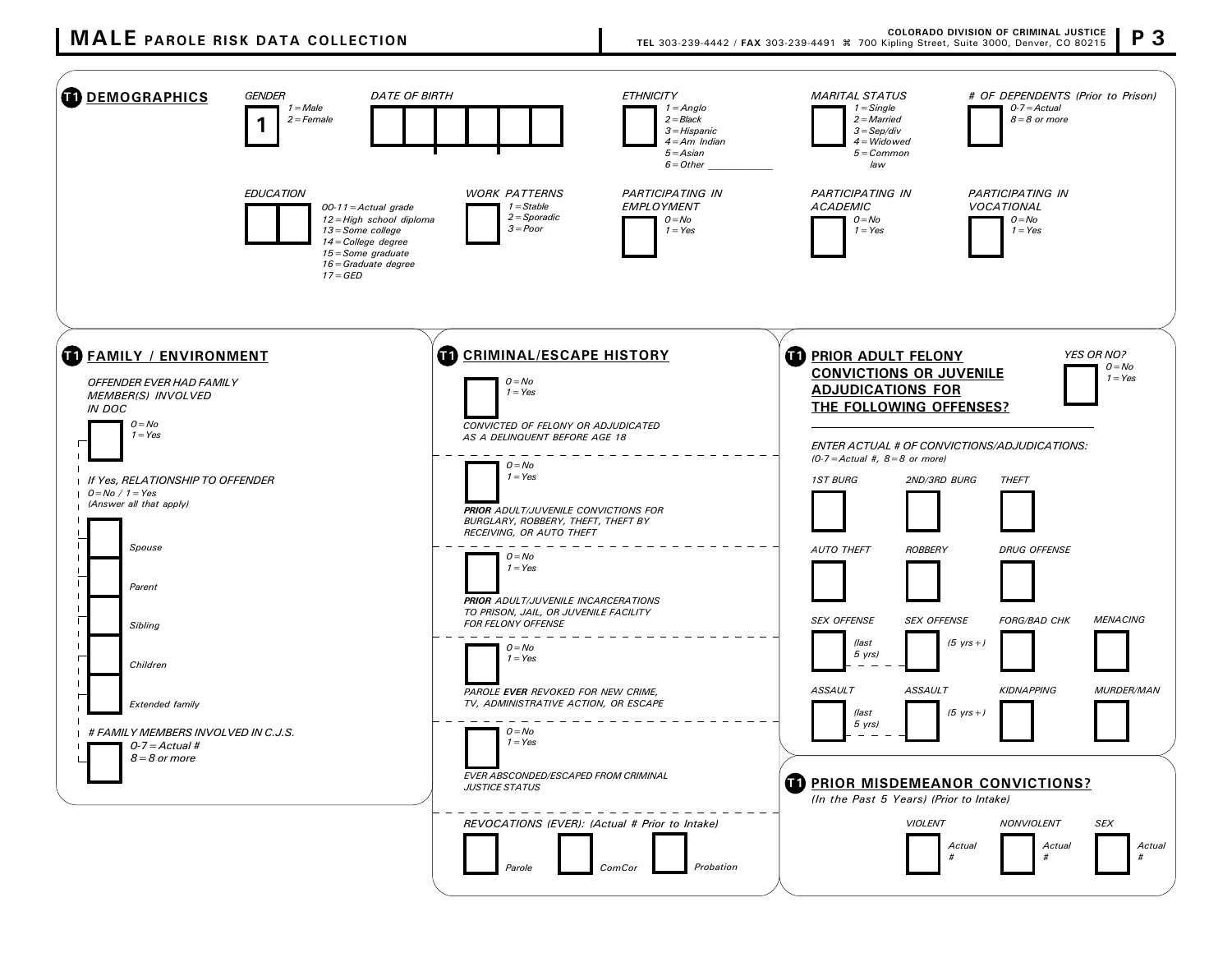# MALE PAROLE RISK DATA COLLECTION

COLORADO DIVISION OF CRIMINAL JUSTICE
TEL 303-239-4442 / FAX 303-239-4491 ⌘ 700 Kipling Street, Suite 3000, Denver, CO 80215

## T1 DEMOGRAPHICS

*GENDER* [ 1 ]
*1 = Male*
*2 = Female*

*DATE OF BIRTH* [ | | | | | ]

*ETHNICITY* [ ]
*1 = Anglo*
*2 = Black*
*3 = Hispanic*
*4 = Am Indian*
*5 = Asian*
*6 = Other \_\_\_\_\_\_\_\_\_\_*

*MARITAL STATUS* [ ]
*1 = Single*
*2 = Married*
*3 = Sep/div*
*4 = Widowed*
*5 = Common law*

*# OF DEPENDENTS (Prior to Prison)* [ ]
*0-7 = Actual*
*8 = 8 or more*

*EDUCATION* [ | ]
*00-11 = Actual grade*
*12 = High school diploma*
*13 = Some college*
*14 = College degree*
*15 = Some graduate*
*16 = Graduate degree*
*17 = GED*

*WORK PATTERNS* [ ]
*1 = Stable*
*2 = Sporadic*
*3 = Poor*

*PARTICIPATING IN EMPLOYMENT* [ ]
*0 = No*
*1 = Yes*

*PARTICIPATING IN ACADEMIC* [ ]
*0 = No*
*1 = Yes*

*PARTICIPATING IN VOCATIONAL* [ ]
*0 = No*
*1 = Yes*

## T1 FAMILY / ENVIRONMENT

*OFFENDER EVER HAD FAMILY MEMBER(S) INVOLVED IN DOC* [ ]
*0 = No*
*1 = Yes*

*If Yes, RELATIONSHIP TO OFFENDER*
*0 = No / 1 = Yes*
*(Answer all that apply)*

- [ ] *Spouse*
- [ ] *Parent*
- [ ] *Sibling*
- [ ] *Children*
- [ ] *Extended family*

*# FAMILY MEMBERS INVOLVED IN C.J.S.* [ ]
*0-7 = Actual #*
*8 = 8 or more*

## T1 CRIMINAL/ESCAPE HISTORY

[ ] *0 = No / 1 = Yes*
*CONVICTED OF FELONY OR ADJUDICATED AS A DELINQUENT BEFORE AGE 18*

[ ] *0 = No / 1 = Yes*
***PRIOR** ADULT/JUVENILE CONVICTIONS FOR BURGLARY, ROBBERY, THEFT, THEFT BY RECEIVING, OR AUTO THEFT*

[ ] *0 = No / 1 = Yes*
***PRIOR** ADULT/JUVENILE INCARCERATIONS TO PRISON, JAIL, OR JUVENILE FACILITY FOR FELONY OFFENSE*

[ ] *0 = No / 1 = Yes*
*PAROLE **EVER** REVOKED FOR NEW CRIME, TV, ADMINISTRATIVE ACTION, OR ESCAPE*

[ ] *0 = No / 1 = Yes*
*EVER ABSCONDED/ESCAPED FROM CRIMINAL JUSTICE STATUS*

*REVOCATIONS (EVER): (Actual # Prior to Intake)*

[ ] *Parole* [ ] *ComCor* [ ] *Probation*

## T1 PRIOR ADULT FELONY CONVICTIONS OR JUVENILE ADJUDICATIONS FOR THE FOLLOWING OFFENSES?

*YES OR NO?* [ ]
*0 = No*
*1 = Yes*

*ENTER ACTUAL # OF CONVICTIONS/ADJUDICATIONS:*
*(0-7 = Actual #, 8 = 8 or more)*

| *1ST BURG* | *2ND/3RD BURG* | *THEFT* | |
|---|---|---|---|
| [ ] | [ ] | [ ] | |
| *AUTO THEFT* | *ROBBERY* | *DRUG OFFENSE* | |
| [ ] | [ ] | [ ] | |
| *SEX OFFENSE (last 5 yrs)* | *SEX OFFENSE (5 yrs+)* | *FORG/BAD CHK* | *MENACING* |
| [ ] | [ ] | [ ] | [ ] |
| *ASSAULT (last 5 yrs)* | *ASSAULT (5 yrs+)* | *KIDNAPPING* | *MURDER/MAN* |
| [ ] | [ ] | [ ] | [ ] |

## T1 PRIOR MISDEMEANOR CONVICTIONS?

*(In the Past 5 Years) (Prior to Intake)*

| *VIOLENT* | *NONVIOLENT* | *SEX* |
|---|---|---|
| [ ] *Actual #* | [ ] *Actual #* | [ ] *Actual #* |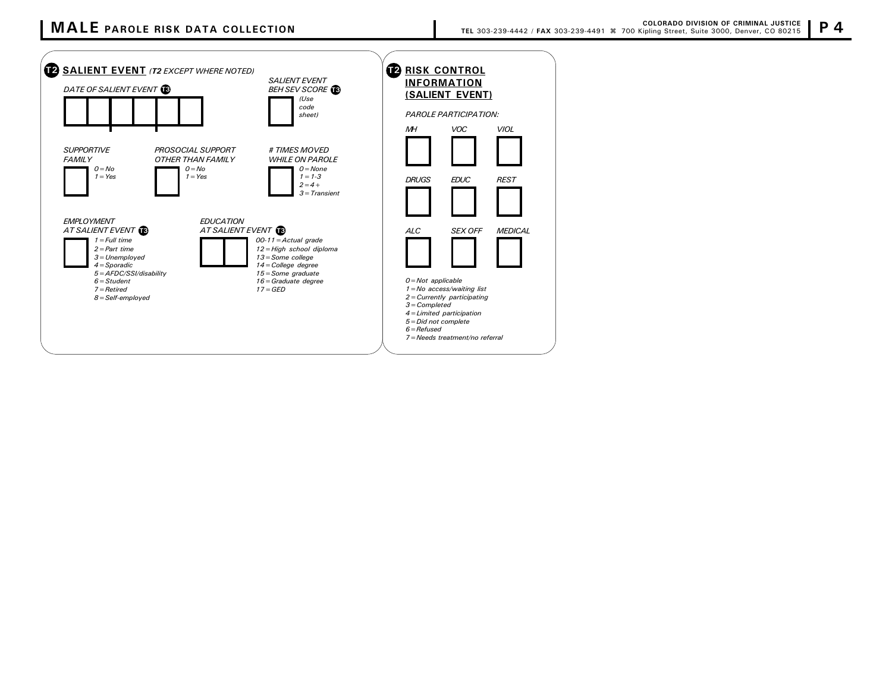# MALE PAROLE RISK DATA COLLECTION

## T2 SALIENT EVENT *(T2 EXCEPT WHERE NOTED)*

*DATE OF SALIENT EVENT* T3

*SALIENT EVENT BEH SEV SCORE* T3 *(Use code sheet)*

*SUPPORTIVE FAMILY*
- *0 = No*
- *1 = Yes*

*PROSOCIAL SUPPORT OTHER THAN FAMILY*
- *0 = No*
- *1 = Yes*

*# TIMES MOVED WHILE ON PAROLE*
- *0 = None*
- *1 = 1-3*
- *2 = 4+*
- *3 = Transient*

*EMPLOYMENT AT SALIENT EVENT* T3
- *1 = Full time*
- *2 = Part time*
- *3 = Unemployed*
- *4 = Sporadic*
- *5 = AFDC/SSI/disability*
- *6 = Student*
- *7 = Retired*
- *8 = Self-employed*

*EDUCATION AT SALIENT EVENT* T3
- *00-11 = Actual grade*
- *12 = High school diploma*
- *13 = Some college*
- *14 = College degree*
- *15 = Some graduate*
- *16 = Graduate degree*
- *17 = GED*

## T2 RISK CONTROL INFORMATION (SALIENT EVENT)

*PAROLE PARTICIPATION:*

| | | |
|---|---|---|
| *MH* | *VOC* | *VIOL* |
| *DRUGS* | *EDUC* | *REST* |
| *ALC* | *SEX OFF* | *MEDICAL* |

- *0 = Not applicable*
- *1 = No access/waiting list*
- *2 = Currently participating*
- *3 = Completed*
- *4 = Limited participation*
- *5 = Did not complete*
- *6 = Refused*
- *7 = Needs treatment/no referral*